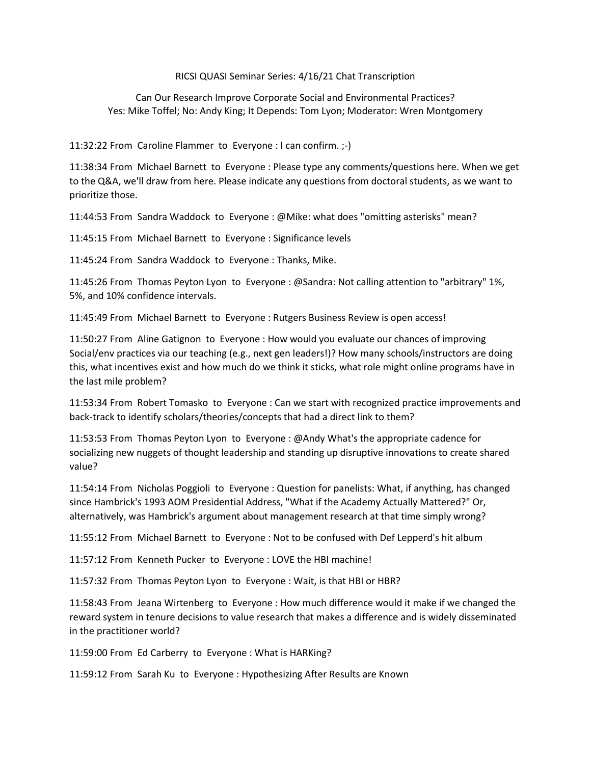RICSI QUASI Seminar Series: 4/16/21 Chat Transcription

Can Our Research Improve Corporate Social and Environmental Practices?
Yes: Mike Toffel; No: Andy King; It Depends: Tom Lyon; Moderator: Wren Montgomery

11:32:22 From Caroline Flammer to Everyone : I can confirm. ;-)

11:38:34 From Michael Barnett to Everyone : Please type any comments/questions here. When we get to the Q&A, we'll draw from here. Please indicate any questions from doctoral students, as we want to prioritize those.

11:44:53 From Sandra Waddock to Everyone : @Mike: what does "omitting asterisks" mean?

11:45:15 From Michael Barnett to Everyone : Significance levels

11:45:24 From Sandra Waddock to Everyone : Thanks, Mike.

11:45:26 From Thomas Peyton Lyon to Everyone : @Sandra: Not calling attention to "arbitrary" 1%, 5%, and 10% confidence intervals.

11:45:49 From Michael Barnett to Everyone : Rutgers Business Review is open access!

11:50:27 From Aline Gatignon to Everyone : How would you evaluate our chances of improving Social/env practices via our teaching (e.g., next gen leaders!)? How many schools/instructors are doing this, what incentives exist and how much do we think it sticks, what role might online programs have in the last mile problem?

11:53:34 From Robert Tomasko to Everyone : Can we start with recognized practice improvements and back-track to identify scholars/theories/concepts that had a direct link to them?

11:53:53 From Thomas Peyton Lyon to Everyone : @Andy What's the appropriate cadence for socializing new nuggets of thought leadership and standing up disruptive innovations to create shared value?

11:54:14 From Nicholas Poggioli to Everyone : Question for panelists: What, if anything, has changed since Hambrick's 1993 AOM Presidential Address, "What if the Academy Actually Mattered?" Or, alternatively, was Hambrick's argument about management research at that time simply wrong?

11:55:12 From Michael Barnett to Everyone : Not to be confused with Def Lepperd's hit album

11:57:12 From Kenneth Pucker to Everyone : LOVE the HBI machine!

11:57:32 From Thomas Peyton Lyon to Everyone : Wait, is that HBI or HBR?

11:58:43 From Jeana Wirtenberg to Everyone : How much difference would it make if we changed the reward system in tenure decisions to value research that makes a difference and is widely disseminated in the practitioner world?

11:59:00 From Ed Carberry to Everyone : What is HARKing?

11:59:12 From Sarah Ku to Everyone : Hypothesizing After Results are Known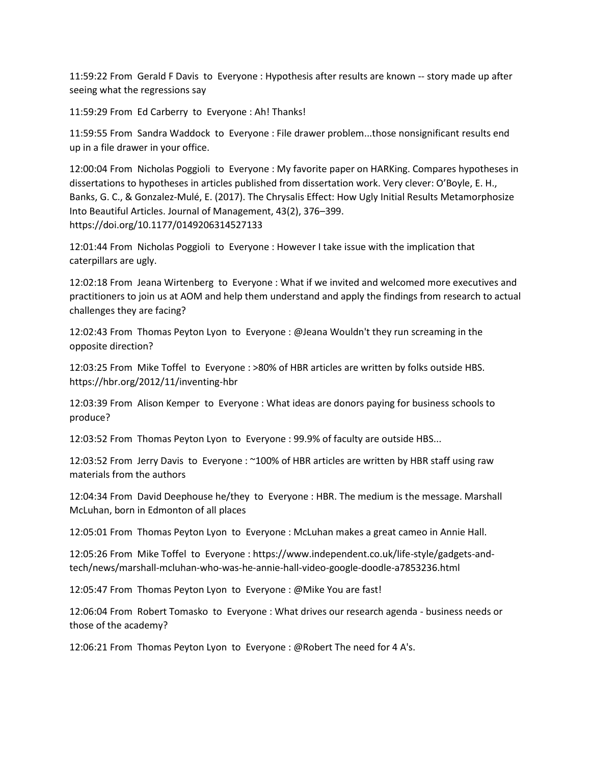11:59:22 From Gerald F Davis to Everyone : Hypothesis after results are known -- story made up after seeing what the regressions say

11:59:29 From Ed Carberry to Everyone : Ah! Thanks!

11:59:55 From Sandra Waddock to Everyone : File drawer problem...those nonsignificant results end up in a file drawer in your office.

12:00:04 From Nicholas Poggioli to Everyone : My favorite paper on HARKing. Compares hypotheses in dissertations to hypotheses in articles published from dissertation work. Very clever: O'Boyle, E. H., Banks, G. C., & Gonzalez-Mulé, E. (2017). The Chrysalis Effect: How Ugly Initial Results Metamorphosize Into Beautiful Articles. Journal of Management, 43(2), 376–399. https://doi.org/10.1177/0149206314527133

12:01:44 From Nicholas Poggioli to Everyone : However I take issue with the implication that caterpillars are ugly.

12:02:18 From Jeana Wirtenberg to Everyone : What if we invited and welcomed more executives and practitioners to join us at AOM and help them understand and apply the findings from research to actual challenges they are facing?

12:02:43 From Thomas Peyton Lyon to Everyone : @Jeana Wouldn't they run screaming in the opposite direction?

12:03:25 From Mike Toffel to Everyone : >80% of HBR articles are written by folks outside HBS. https://hbr.org/2012/11/inventing-hbr

12:03:39 From Alison Kemper to Everyone : What ideas are donors paying for business schools to produce?

12:03:52 From Thomas Peyton Lyon to Everyone : 99.9% of faculty are outside HBS...

12:03:52 From Jerry Davis to Everyone : ~100% of HBR articles are written by HBR staff using raw materials from the authors

12:04:34 From David Deephouse he/they to Everyone : HBR. The medium is the message. Marshall McLuhan, born in Edmonton of all places

12:05:01 From Thomas Peyton Lyon to Everyone : McLuhan makes a great cameo in Annie Hall.

12:05:26 From Mike Toffel to Everyone : https://www.independent.co.uk/life-style/gadgets-and-tech/news/marshall-mcluhan-who-was-he-annie-hall-video-google-doodle-a7853236.html

12:05:47 From Thomas Peyton Lyon to Everyone : @Mike You are fast!

12:06:04 From Robert Tomasko to Everyone : What drives our research agenda - business needs or those of the academy?

12:06:21 From Thomas Peyton Lyon to Everyone : @Robert The need for 4 A's.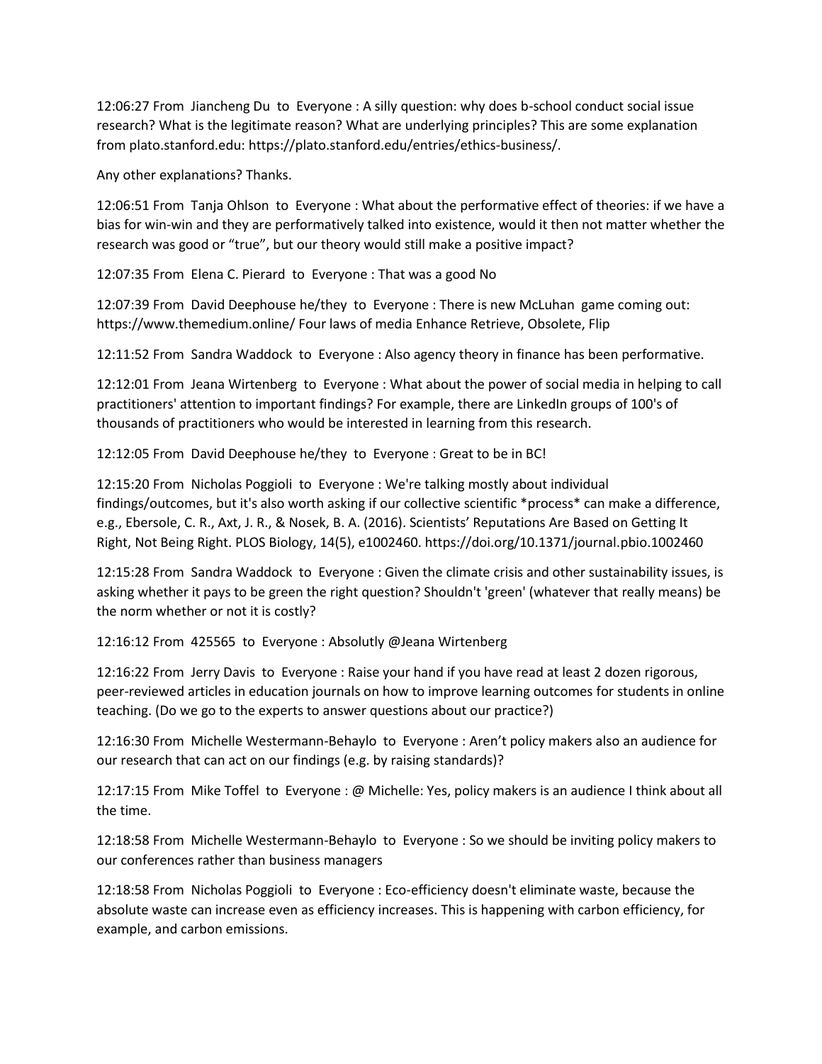12:06:27 From  Jiancheng Du  to  Everyone : A silly question: why does b-school conduct social issue research? What is the legitimate reason? What are underlying principles? This are some explanation from plato.stanford.edu: https://plato.stanford.edu/entries/ethics-business/.

Any other explanations? Thanks.

12:06:51 From  Tanja Ohlson  to  Everyone : What about the performative effect of theories: if we have a bias for win-win and they are performatively talked into existence, would it then not matter whether the research was good or "true", but our theory would still make a positive impact?

12:07:35 From  Elena C. Pierard  to  Everyone : That was a good No

12:07:39 From  David Deephouse he/they  to  Everyone : There is new McLuhan  game coming out: https://www.themedium.online/ Four laws of media Enhance Retrieve, Obsolete, Flip

12:11:52 From  Sandra Waddock  to  Everyone : Also agency theory in finance has been performative.

12:12:01 From  Jeana Wirtenberg  to  Everyone : What about the power of social media in helping to call practitioners' attention to important findings? For example, there are LinkedIn groups of 100's of thousands of practitioners who would be interested in learning from this research.

12:12:05 From  David Deephouse he/they  to  Everyone : Great to be in BC!

12:15:20 From  Nicholas Poggioli  to  Everyone : We're talking mostly about individual findings/outcomes, but it's also worth asking if our collective scientific *process* can make a difference, e.g., Ebersole, C. R., Axt, J. R., & Nosek, B. A. (2016). Scientists' Reputations Are Based on Getting It Right, Not Being Right. PLOS Biology, 14(5), e1002460. https://doi.org/10.1371/journal.pbio.1002460

12:15:28 From  Sandra Waddock  to  Everyone : Given the climate crisis and other sustainability issues, is asking whether it pays to be green the right question? Shouldn't 'green' (whatever that really means) be the norm whether or not it is costly?

12:16:12 From  425565  to  Everyone : Absolutly @Jeana Wirtenberg

12:16:22 From  Jerry Davis  to  Everyone : Raise your hand if you have read at least 2 dozen rigorous, peer-reviewed articles in education journals on how to improve learning outcomes for students in online teaching. (Do we go to the experts to answer questions about our practice?)

12:16:30 From  Michelle Westermann-Behaylo  to  Everyone : Aren't policy makers also an audience for our research that can act on our findings (e.g. by raising standards)?

12:17:15 From  Mike Toffel  to  Everyone : @ Michelle: Yes, policy makers is an audience I think about all the time.

12:18:58 From  Michelle Westermann-Behaylo  to  Everyone : So we should be inviting policy makers to our conferences rather than business managers

12:18:58 From  Nicholas Poggioli  to  Everyone : Eco-efficiency doesn't eliminate waste, because the absolute waste can increase even as efficiency increases. This is happening with carbon efficiency, for example, and carbon emissions.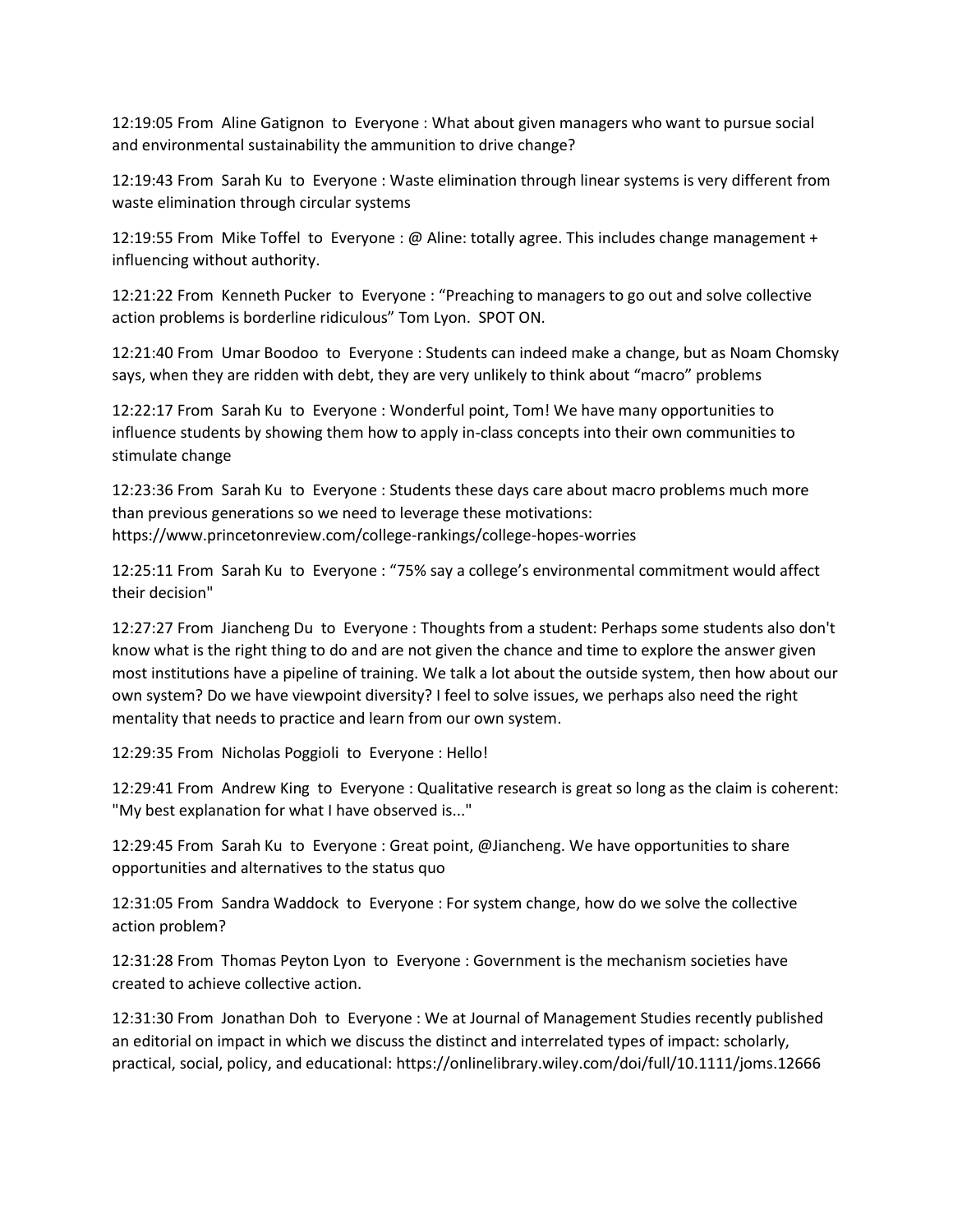12:19:05 From  Aline Gatignon  to  Everyone : What about given managers who want to pursue social and environmental sustainability the ammunition to drive change?

12:19:43 From  Sarah Ku  to  Everyone : Waste elimination through linear systems is very different from waste elimination through circular systems

12:19:55 From  Mike Toffel  to  Everyone : @ Aline: totally agree. This includes change management + influencing without authority.

12:21:22 From  Kenneth Pucker  to  Everyone : “Preaching to managers to go out and solve collective action problems is borderline ridiculous” Tom Lyon.  SPOT ON.

12:21:40 From  Umar Boodoo  to  Everyone : Students can indeed make a change, but as Noam Chomsky says, when they are ridden with debt, they are very unlikely to think about “macro” problems

12:22:17 From  Sarah Ku  to  Everyone : Wonderful point, Tom! We have many opportunities to influence students by showing them how to apply in-class concepts into their own communities to stimulate change

12:23:36 From  Sarah Ku  to  Everyone : Students these days care about macro problems much more than previous generations so we need to leverage these motivations: https://www.princetonreview.com/college-rankings/college-hopes-worries

12:25:11 From  Sarah Ku  to  Everyone : “75% say a college’s environmental commitment would affect their decision"

12:27:27 From  Jiancheng Du  to  Everyone : Thoughts from a student: Perhaps some students also don't know what is the right thing to do and are not given the chance and time to explore the answer given most institutions have a pipeline of training. We talk a lot about the outside system, then how about our own system? Do we have viewpoint diversity? I feel to solve issues, we perhaps also need the right mentality that needs to practice and learn from our own system.

12:29:35 From  Nicholas Poggioli  to  Everyone : Hello!

12:29:41 From  Andrew King  to  Everyone : Qualitative research is great so long as the claim is coherent: "My best explanation for what I have observed is..."

12:29:45 From  Sarah Ku  to  Everyone : Great point, @Jiancheng. We have opportunities to share opportunities and alternatives to the status quo

12:31:05 From  Sandra Waddock  to  Everyone : For system change, how do we solve the collective action problem?

12:31:28 From  Thomas Peyton Lyon  to  Everyone : Government is the mechanism societies have created to achieve collective action.

12:31:30 From  Jonathan Doh  to  Everyone : We at Journal of Management Studies recently published an editorial on impact in which we discuss the distinct and interrelated types of impact: scholarly, practical, social, policy, and educational: https://onlinelibrary.wiley.com/doi/full/10.1111/joms.12666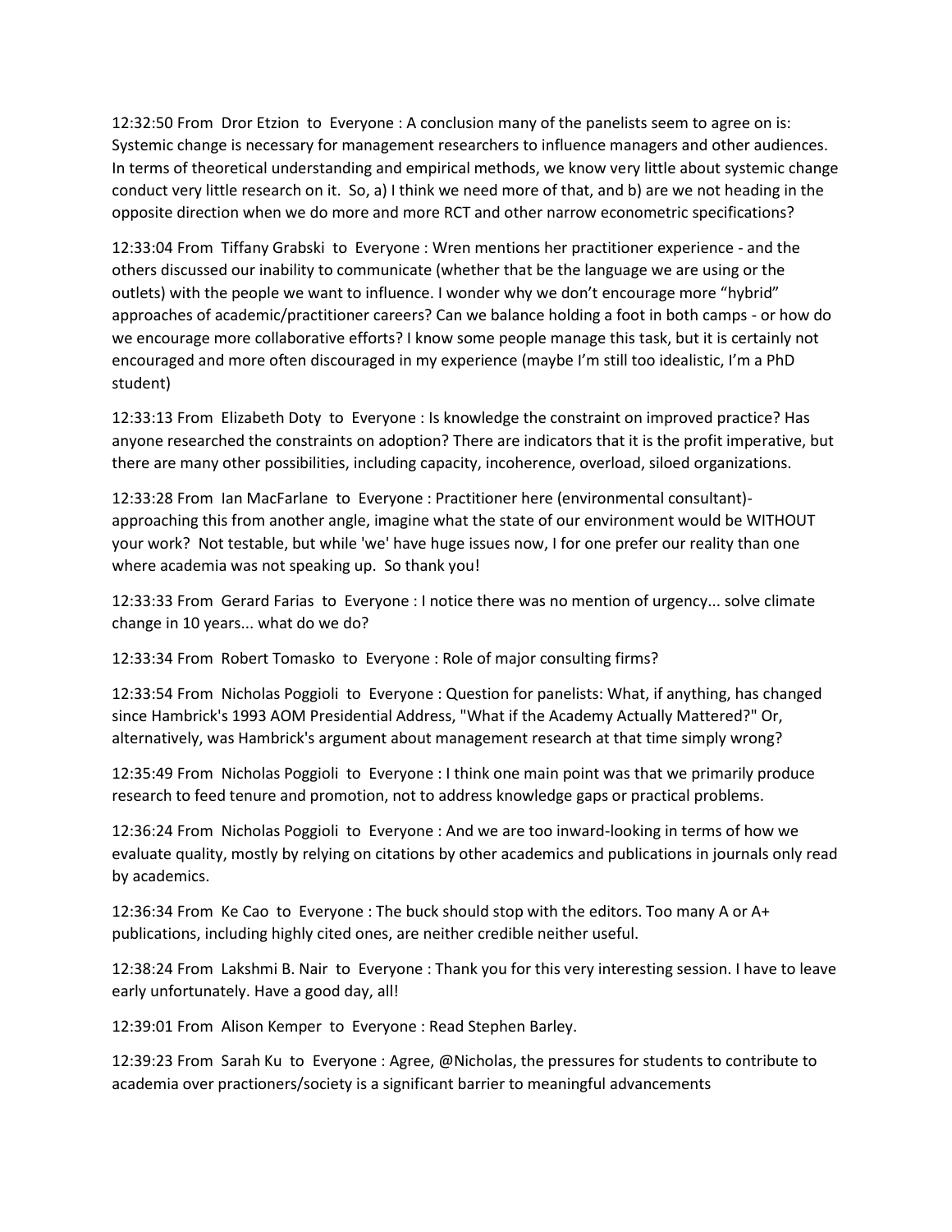12:32:50 From Dror Etzion to Everyone : A conclusion many of the panelists seem to agree on is: Systemic change is necessary for management researchers to influence managers and other audiences. In terms of theoretical understanding and empirical methods, we know very little about systemic change conduct very little research on it. So, a) I think we need more of that, and b) are we not heading in the opposite direction when we do more and more RCT and other narrow econometric specifications?

12:33:04 From Tiffany Grabski to Everyone : Wren mentions her practitioner experience - and the others discussed our inability to communicate (whether that be the language we are using or the outlets) with the people we want to influence. I wonder why we don't encourage more "hybrid" approaches of academic/practitioner careers? Can we balance holding a foot in both camps - or how do we encourage more collaborative efforts? I know some people manage this task, but it is certainly not encouraged and more often discouraged in my experience (maybe I'm still too idealistic, I'm a PhD student)

12:33:13 From Elizabeth Doty to Everyone : Is knowledge the constraint on improved practice? Has anyone researched the constraints on adoption? There are indicators that it is the profit imperative, but there are many other possibilities, including capacity, incoherence, overload, siloed organizations.

12:33:28 From Ian MacFarlane to Everyone : Practitioner here (environmental consultant)- approaching this from another angle, imagine what the state of our environment would be WITHOUT your work? Not testable, but while 'we' have huge issues now, I for one prefer our reality than one where academia was not speaking up. So thank you!

12:33:33 From Gerard Farias to Everyone : I notice there was no mention of urgency... solve climate change in 10 years... what do we do?

12:33:34 From Robert Tomasko to Everyone : Role of major consulting firms?

12:33:54 From Nicholas Poggioli to Everyone : Question for panelists: What, if anything, has changed since Hambrick's 1993 AOM Presidential Address, "What if the Academy Actually Mattered?" Or, alternatively, was Hambrick's argument about management research at that time simply wrong?

12:35:49 From Nicholas Poggioli to Everyone : I think one main point was that we primarily produce research to feed tenure and promotion, not to address knowledge gaps or practical problems.

12:36:24 From Nicholas Poggioli to Everyone : And we are too inward-looking in terms of how we evaluate quality, mostly by relying on citations by other academics and publications in journals only read by academics.

12:36:34 From Ke Cao to Everyone : The buck should stop with the editors. Too many A or A+ publications, including highly cited ones, are neither credible neither useful.

12:38:24 From Lakshmi B. Nair to Everyone : Thank you for this very interesting session. I have to leave early unfortunately. Have a good day, all!

12:39:01 From Alison Kemper to Everyone : Read Stephen Barley.

12:39:23 From Sarah Ku to Everyone : Agree, @Nicholas, the pressures for students to contribute to academia over practioners/society is a significant barrier to meaningful advancements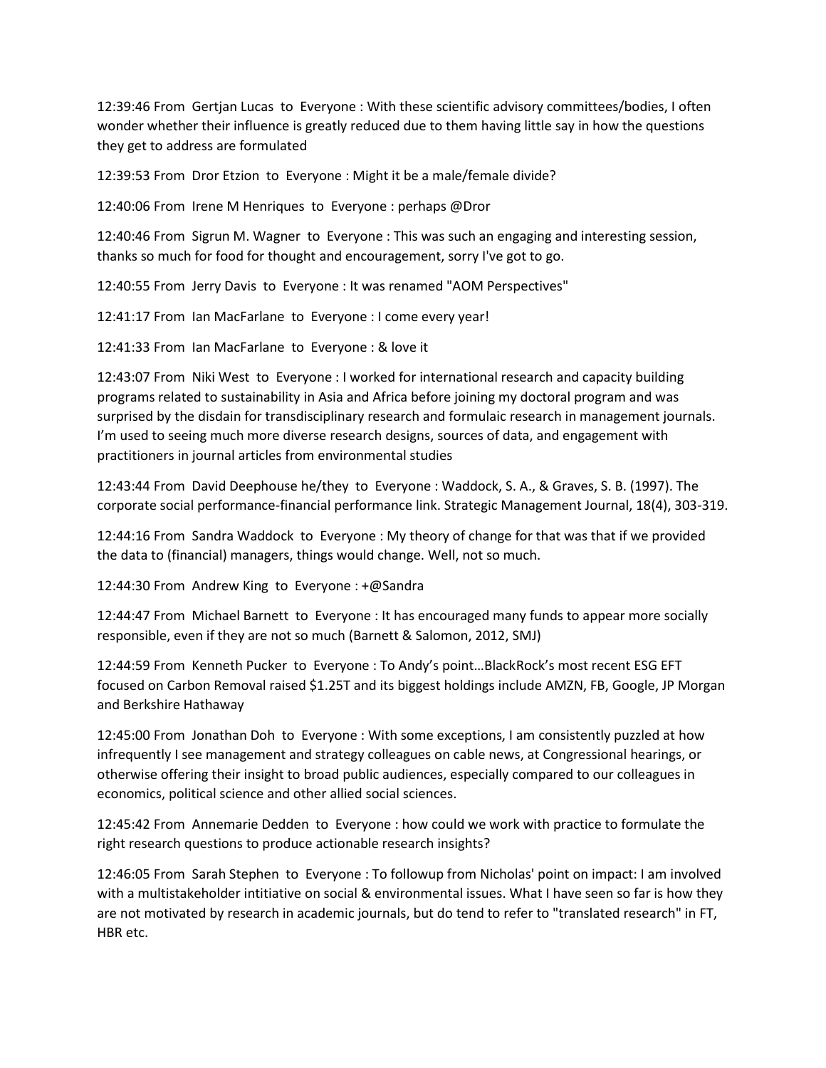12:39:46 From Gertjan Lucas to Everyone : With these scientific advisory committees/bodies, I often wonder whether their influence is greatly reduced due to them having little say in how the questions they get to address are formulated

12:39:53 From Dror Etzion to Everyone : Might it be a male/female divide?

12:40:06 From Irene M Henriques to Everyone : perhaps @Dror

12:40:46 From Sigrun M. Wagner to Everyone : This was such an engaging and interesting session, thanks so much for food for thought and encouragement, sorry I've got to go.

12:40:55 From Jerry Davis to Everyone : It was renamed "AOM Perspectives"

12:41:17 From Ian MacFarlane to Everyone : I come every year!

12:41:33 From Ian MacFarlane to Everyone : & love it

12:43:07 From Niki West to Everyone : I worked for international research and capacity building programs related to sustainability in Asia and Africa before joining my doctoral program and was surprised by the disdain for transdisciplinary research and formulaic research in management journals. I'm used to seeing much more diverse research designs, sources of data, and engagement with practitioners in journal articles from environmental studies

12:43:44 From David Deephouse he/they to Everyone : Waddock, S. A., & Graves, S. B. (1997). The corporate social performance-financial performance link. Strategic Management Journal, 18(4), 303-319.

12:44:16 From Sandra Waddock to Everyone : My theory of change for that was that if we provided the data to (financial) managers, things would change. Well, not so much.

12:44:30 From Andrew King to Everyone : +@Sandra

12:44:47 From Michael Barnett to Everyone : It has encouraged many funds to appear more socially responsible, even if they are not so much (Barnett & Salomon, 2012, SMJ)

12:44:59 From Kenneth Pucker to Everyone : To Andy's point…BlackRock's most recent ESG EFT focused on Carbon Removal raised $1.25T and its biggest holdings include AMZN, FB, Google, JP Morgan and Berkshire Hathaway

12:45:00 From Jonathan Doh to Everyone : With some exceptions, I am consistently puzzled at how infrequently I see management and strategy colleagues on cable news, at Congressional hearings, or otherwise offering their insight to broad public audiences, especially compared to our colleagues in economics, political science and other allied social sciences.

12:45:42 From Annemarie Dedden to Everyone : how could we work with practice to formulate the right research questions to produce actionable research insights?

12:46:05 From Sarah Stephen to Everyone : To followup from Nicholas' point on impact: I am involved with a multistakeholder intitiative on social & environmental issues. What I have seen so far is how they are not motivated by research in academic journals, but do tend to refer to "translated research" in FT, HBR etc.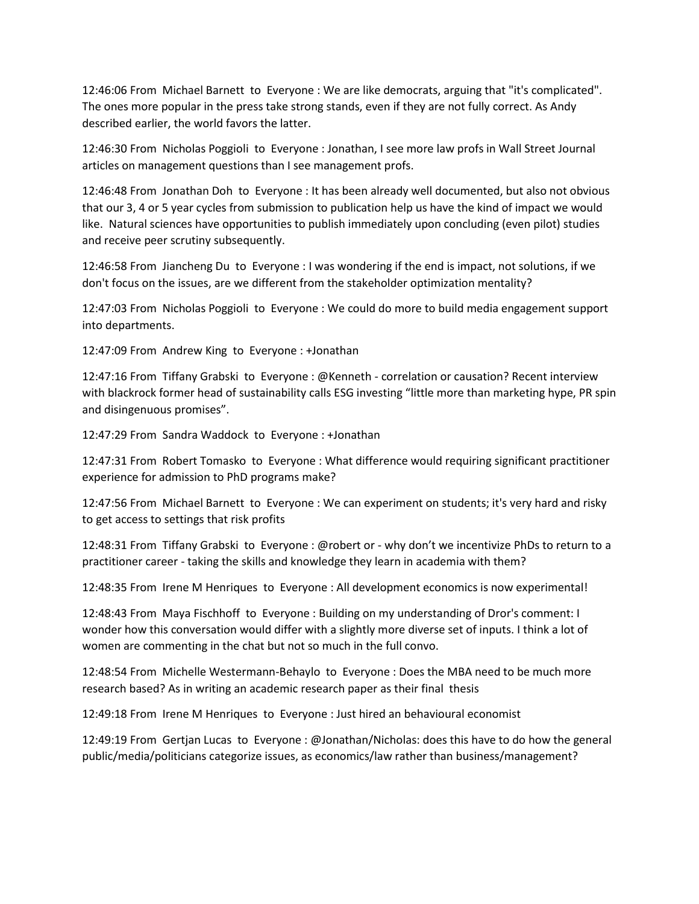12:46:06 From Michael Barnett to Everyone : We are like democrats, arguing that "it's complicated". The ones more popular in the press take strong stands, even if they are not fully correct. As Andy described earlier, the world favors the latter.

12:46:30 From Nicholas Poggioli to Everyone : Jonathan, I see more law profs in Wall Street Journal articles on management questions than I see management profs.

12:46:48 From Jonathan Doh to Everyone : It has been already well documented, but also not obvious that our 3, 4 or 5 year cycles from submission to publication help us have the kind of impact we would like. Natural sciences have opportunities to publish immediately upon concluding (even pilot) studies and receive peer scrutiny subsequently.

12:46:58 From Jiancheng Du to Everyone : I was wondering if the end is impact, not solutions, if we don't focus on the issues, are we different from the stakeholder optimization mentality?

12:47:03 From Nicholas Poggioli to Everyone : We could do more to build media engagement support into departments.

12:47:09 From Andrew King to Everyone : +Jonathan

12:47:16 From Tiffany Grabski to Everyone : @Kenneth - correlation or causation? Recent interview with blackrock former head of sustainability calls ESG investing "little more than marketing hype, PR spin and disingenuous promises".

12:47:29 From Sandra Waddock to Everyone : +Jonathan

12:47:31 From Robert Tomasko to Everyone : What difference would requiring significant practitioner experience for admission to PhD programs make?

12:47:56 From Michael Barnett to Everyone : We can experiment on students; it's very hard and risky to get access to settings that risk profits

12:48:31 From Tiffany Grabski to Everyone : @robert or - why don't we incentivize PhDs to return to a practitioner career - taking the skills and knowledge they learn in academia with them?

12:48:35 From Irene M Henriques to Everyone : All development economics is now experimental!

12:48:43 From Maya Fischhoff to Everyone : Building on my understanding of Dror's comment: I wonder how this conversation would differ with a slightly more diverse set of inputs. I think a lot of women are commenting in the chat but not so much in the full convo.

12:48:54 From Michelle Westermann-Behaylo to Everyone : Does the MBA need to be much more research based? As in writing an academic research paper as their final thesis

12:49:18 From Irene M Henriques to Everyone : Just hired an behavioural economist

12:49:19 From Gertjan Lucas to Everyone : @Jonathan/Nicholas: does this have to do how the general public/media/politicians categorize issues, as economics/law rather than business/management?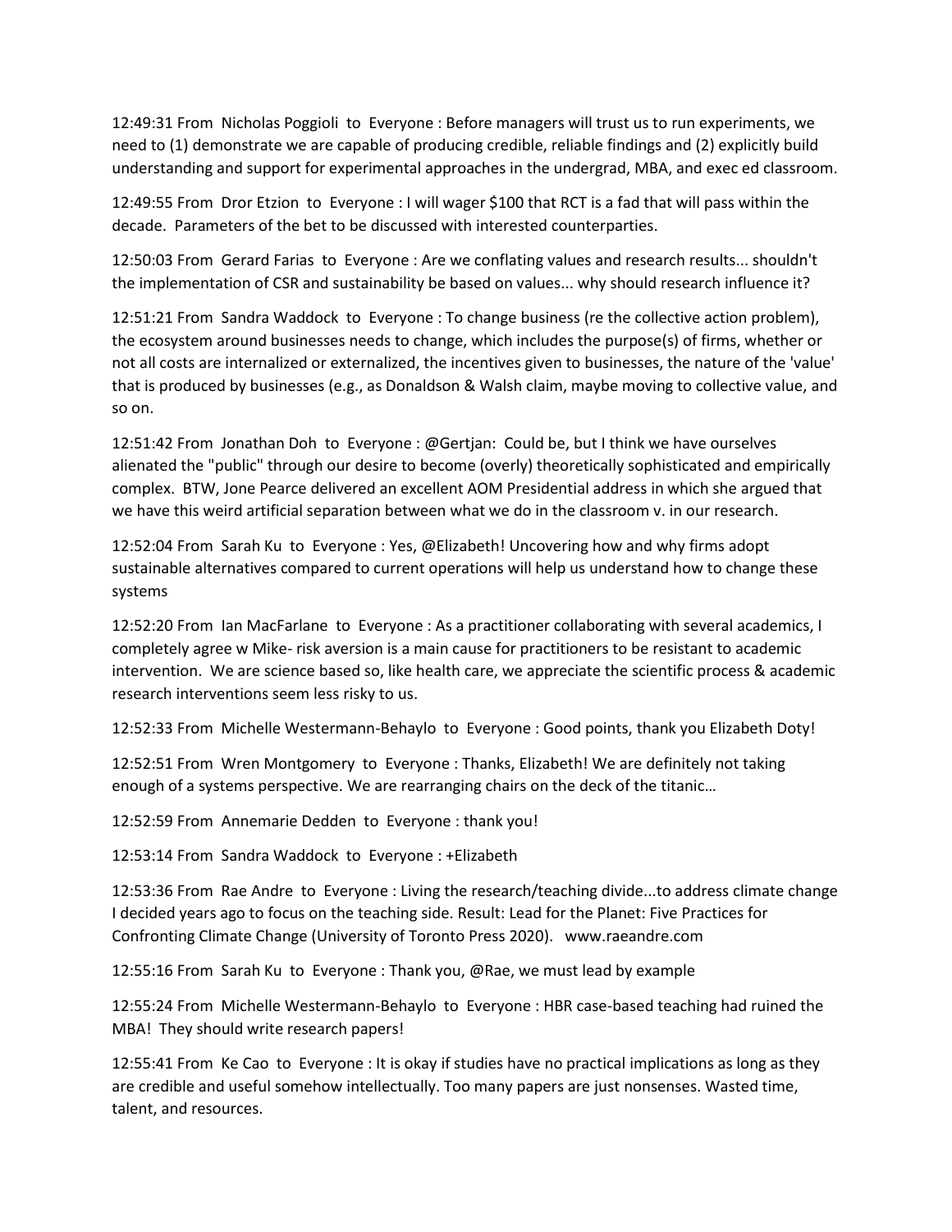12:49:31 From Nicholas Poggioli to Everyone : Before managers will trust us to run experiments, we need to (1) demonstrate we are capable of producing credible, reliable findings and (2) explicitly build understanding and support for experimental approaches in the undergrad, MBA, and exec ed classroom.

12:49:55 From Dror Etzion to Everyone : I will wager $100 that RCT is a fad that will pass within the decade. Parameters of the bet to be discussed with interested counterparties.

12:50:03 From Gerard Farias to Everyone : Are we conflating values and research results... shouldn't the implementation of CSR and sustainability be based on values... why should research influence it?

12:51:21 From Sandra Waddock to Everyone : To change business (re the collective action problem), the ecosystem around businesses needs to change, which includes the purpose(s) of firms, whether or not all costs are internalized or externalized, the incentives given to businesses, the nature of the 'value' that is produced by businesses (e.g., as Donaldson & Walsh claim, maybe moving to collective value, and so on.

12:51:42 From Jonathan Doh to Everyone : @Gertjan: Could be, but I think we have ourselves alienated the "public" through our desire to become (overly) theoretically sophisticated and empirically complex. BTW, Jone Pearce delivered an excellent AOM Presidential address in which she argued that we have this weird artificial separation between what we do in the classroom v. in our research.

12:52:04 From Sarah Ku to Everyone : Yes, @Elizabeth! Uncovering how and why firms adopt sustainable alternatives compared to current operations will help us understand how to change these systems

12:52:20 From Ian MacFarlane to Everyone : As a practitioner collaborating with several academics, I completely agree w Mike- risk aversion is a main cause for practitioners to be resistant to academic intervention. We are science based so, like health care, we appreciate the scientific process & academic research interventions seem less risky to us.

12:52:33 From Michelle Westermann-Behaylo to Everyone : Good points, thank you Elizabeth Doty!

12:52:51 From Wren Montgomery to Everyone : Thanks, Elizabeth! We are definitely not taking enough of a systems perspective. We are rearranging chairs on the deck of the titanic…

12:52:59 From Annemarie Dedden to Everyone : thank you!

12:53:14 From Sandra Waddock to Everyone : +Elizabeth

12:53:36 From Rae Andre to Everyone : Living the research/teaching divide...to address climate change I decided years ago to focus on the teaching side. Result: Lead for the Planet: Five Practices for Confronting Climate Change (University of Toronto Press 2020). www.raeandre.com

12:55:16 From Sarah Ku to Everyone : Thank you, @Rae, we must lead by example

12:55:24 From Michelle Westermann-Behaylo to Everyone : HBR case-based teaching had ruined the MBA! They should write research papers!

12:55:41 From Ke Cao to Everyone : It is okay if studies have no practical implications as long as they are credible and useful somehow intellectually. Too many papers are just nonsenses. Wasted time, talent, and resources.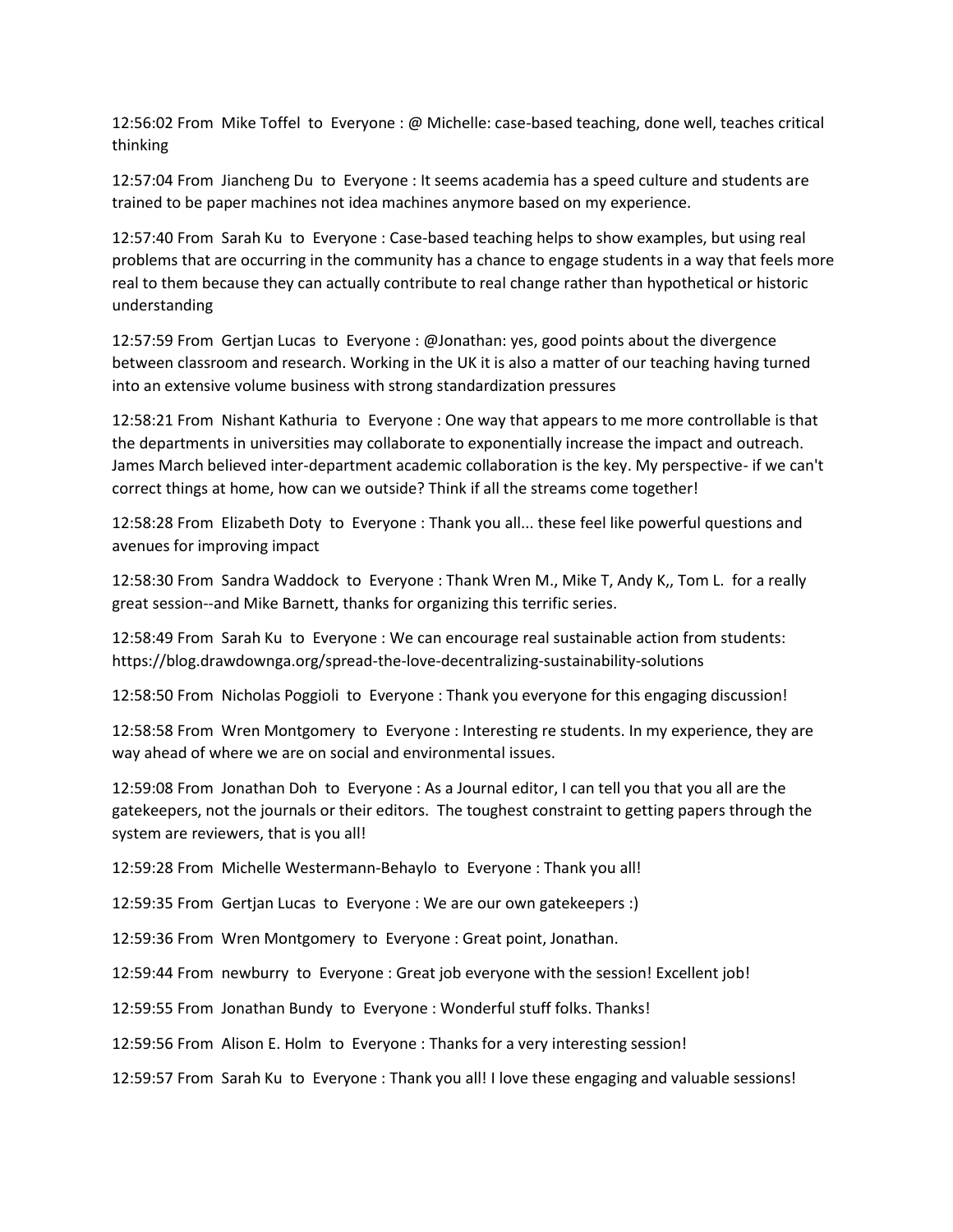12:56:02 From Mike Toffel to Everyone : @ Michelle: case-based teaching, done well, teaches critical thinking

12:57:04 From Jiancheng Du to Everyone : It seems academia has a speed culture and students are trained to be paper machines not idea machines anymore based on my experience.

12:57:40 From Sarah Ku to Everyone : Case-based teaching helps to show examples, but using real problems that are occurring in the community has a chance to engage students in a way that feels more real to them because they can actually contribute to real change rather than hypothetical or historic understanding

12:57:59 From Gertjan Lucas to Everyone : @Jonathan: yes, good points about the divergence between classroom and research. Working in the UK it is also a matter of our teaching having turned into an extensive volume business with strong standardization pressures

12:58:21 From Nishant Kathuria to Everyone : One way that appears to me more controllable is that the departments in universities may collaborate to exponentially increase the impact and outreach. James March believed inter-department academic collaboration is the key. My perspective- if we can't correct things at home, how can we outside? Think if all the streams come together!

12:58:28 From Elizabeth Doty to Everyone : Thank you all... these feel like powerful questions and avenues for improving impact

12:58:30 From Sandra Waddock to Everyone : Thank Wren M., Mike T, Andy K,, Tom L. for a really great session--and Mike Barnett, thanks for organizing this terrific series.

12:58:49 From Sarah Ku to Everyone : We can encourage real sustainable action from students: https://blog.drawdownga.org/spread-the-love-decentralizing-sustainability-solutions

12:58:50 From Nicholas Poggioli to Everyone : Thank you everyone for this engaging discussion!

12:58:58 From Wren Montgomery to Everyone : Interesting re students. In my experience, they are way ahead of where we are on social and environmental issues.

12:59:08 From Jonathan Doh to Everyone : As a Journal editor, I can tell you that you all are the gatekeepers, not the journals or their editors. The toughest constraint to getting papers through the system are reviewers, that is you all!

12:59:28 From Michelle Westermann-Behaylo to Everyone : Thank you all!

12:59:35 From Gertjan Lucas to Everyone : We are our own gatekeepers :)

12:59:36 From Wren Montgomery to Everyone : Great point, Jonathan.

12:59:44 From newburry to Everyone : Great job everyone with the session! Excellent job!

12:59:55 From Jonathan Bundy to Everyone : Wonderful stuff folks. Thanks!

12:59:56 From Alison E. Holm to Everyone : Thanks for a very interesting session!

12:59:57 From Sarah Ku to Everyone : Thank you all! I love these engaging and valuable sessions!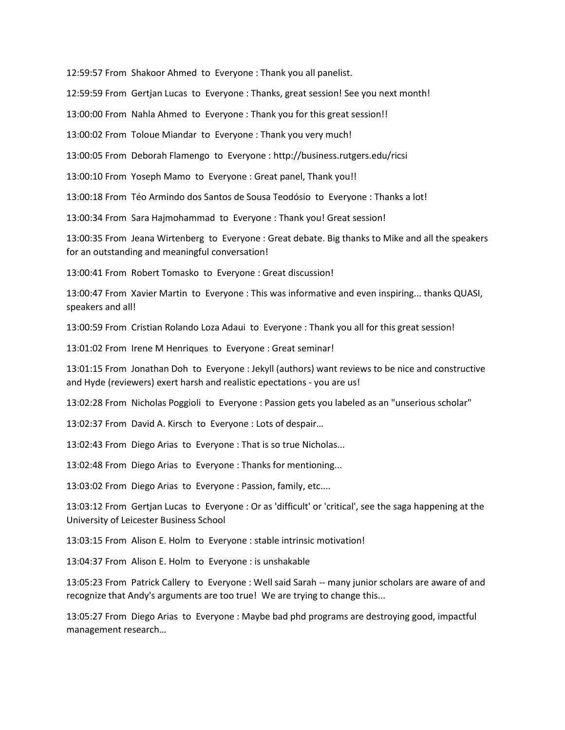12:59:57 From Shakoor Ahmed to Everyone : Thank you all panelist.

12:59:59 From Gertjan Lucas to Everyone : Thanks, great session! See you next month!

13:00:00 From Nahla Ahmed to Everyone : Thank you for this great session!!

13:00:02 From Toloue Miandar to Everyone : Thank you very much!

13:00:05 From Deborah Flamengo to Everyone : http://business.rutgers.edu/ricsi

13:00:10 From Yoseph Mamo to Everyone : Great panel, Thank you!!

13:00:18 From Téo Armindo dos Santos de Sousa Teodósio to Everyone : Thanks a lot!

13:00:34 From Sara Hajmohammad to Everyone : Thank you! Great session!

13:00:35 From Jeana Wirtenberg to Everyone : Great debate. Big thanks to Mike and all the speakers for an outstanding and meaningful conversation!

13:00:41 From Robert Tomasko to Everyone : Great discussion!

13:00:47 From Xavier Martin to Everyone : This was informative and even inspiring... thanks QUASI, speakers and all!

13:00:59 From Cristian Rolando Loza Adaui to Everyone : Thank you all for this great session!

13:01:02 From Irene M Henriques to Everyone : Great seminar!

13:01:15 From Jonathan Doh to Everyone : Jekyll (authors) want reviews to be nice and constructive and Hyde (reviewers) exert harsh and realistic epectations - you are us!

13:02:28 From Nicholas Poggioli to Everyone : Passion gets you labeled as an "unserious scholar"

13:02:37 From David A. Kirsch to Everyone : Lots of despair…

13:02:43 From Diego Arias to Everyone : That is so true Nicholas...

13:02:48 From Diego Arias to Everyone : Thanks for mentioning...

13:03:02 From Diego Arias to Everyone : Passion, family, etc....

13:03:12 From Gertjan Lucas to Everyone : Or as 'difficult' or 'critical', see the saga happening at the University of Leicester Business School

13:03:15 From Alison E. Holm to Everyone : stable intrinsic motivation!

13:04:37 From Alison E. Holm to Everyone : is unshakable

13:05:23 From Patrick Callery to Everyone : Well said Sarah -- many junior scholars are aware of and recognize that Andy's arguments are too true! We are trying to change this...

13:05:27 From Diego Arias to Everyone : Maybe bad phd programs are destroying good, impactful management research…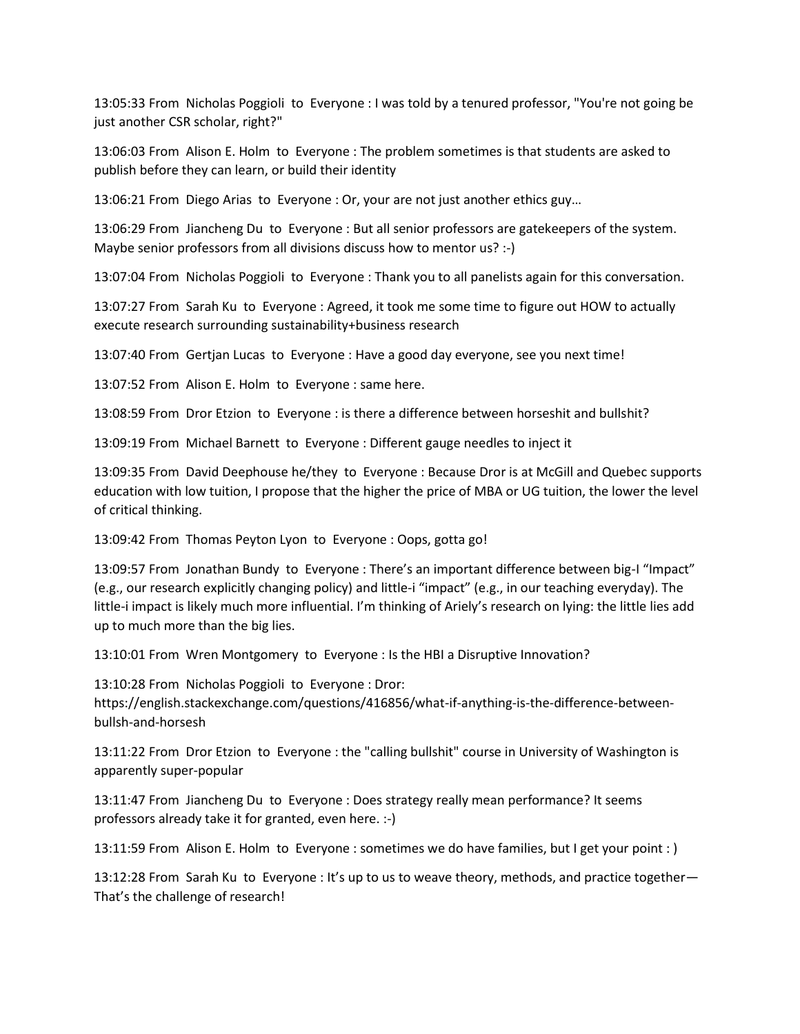13:05:33 From Nicholas Poggioli to Everyone : I was told by a tenured professor, "You're not going be just another CSR scholar, right?"

13:06:03 From Alison E. Holm to Everyone : The problem sometimes is that students are asked to publish before they can learn, or build their identity

13:06:21 From Diego Arias to Everyone : Or, your are not just another ethics guy…

13:06:29 From Jiancheng Du to Everyone : But all senior professors are gatekeepers of the system. Maybe senior professors from all divisions discuss how to mentor us? :-)

13:07:04 From Nicholas Poggioli to Everyone : Thank you to all panelists again for this conversation.

13:07:27 From Sarah Ku to Everyone : Agreed, it took me some time to figure out HOW to actually execute research surrounding sustainability+business research

13:07:40 From Gertjan Lucas to Everyone : Have a good day everyone, see you next time!

13:07:52 From Alison E. Holm to Everyone : same here.

13:08:59 From Dror Etzion to Everyone : is there a difference between horseshit and bullshit?

13:09:19 From Michael Barnett to Everyone : Different gauge needles to inject it

13:09:35 From David Deephouse he/they to Everyone : Because Dror is at McGill and Quebec supports education with low tuition, I propose that the higher the price of MBA or UG tuition, the lower the level of critical thinking.

13:09:42 From Thomas Peyton Lyon to Everyone : Oops, gotta go!

13:09:57 From Jonathan Bundy to Everyone : There's an important difference between big-I "Impact" (e.g., our research explicitly changing policy) and little-i "impact" (e.g., in our teaching everyday). The little-i impact is likely much more influential. I'm thinking of Ariely's research on lying: the little lies add up to much more than the big lies.

13:10:01 From Wren Montgomery to Everyone : Is the HBI a Disruptive Innovation?

13:10:28 From Nicholas Poggioli to Everyone : Dror: https://english.stackexchange.com/questions/416856/what-if-anything-is-the-difference-between-bullsh-and-horsesh

13:11:22 From Dror Etzion to Everyone : the "calling bullshit" course in University of Washington is apparently super-popular

13:11:47 From Jiancheng Du to Everyone : Does strategy really mean performance? It seems professors already take it for granted, even here. :-)

13:11:59 From Alison E. Holm to Everyone : sometimes we do have families, but I get your point : )

13:12:28 From Sarah Ku to Everyone : It's up to us to weave theory, methods, and practice together— That's the challenge of research!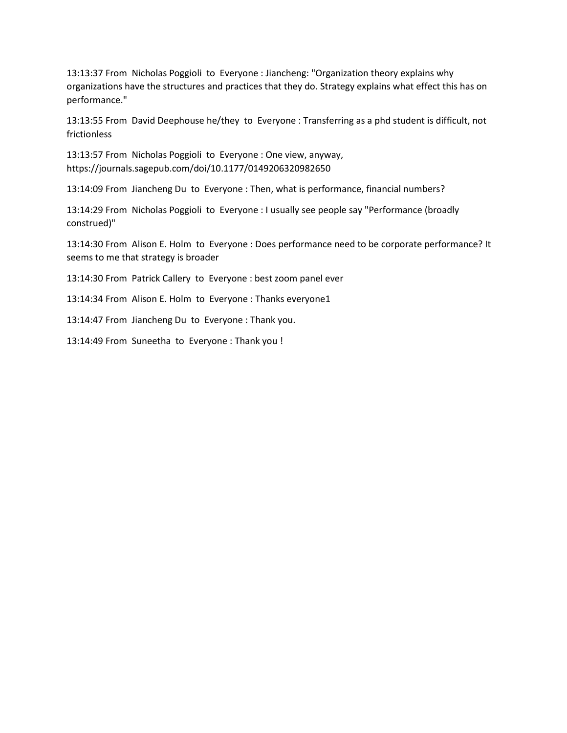13:13:37 From Nicholas Poggioli to Everyone : Jiancheng: "Organization theory explains why organizations have the structures and practices that they do. Strategy explains what effect this has on performance."

13:13:55 From David Deephouse he/they to Everyone : Transferring as a phd student is difficult, not frictionless

13:13:57 From Nicholas Poggioli to Everyone : One view, anyway, https://journals.sagepub.com/doi/10.1177/0149206320982650

13:14:09 From Jiancheng Du to Everyone : Then, what is performance, financial numbers?

13:14:29 From Nicholas Poggioli to Everyone : I usually see people say "Performance (broadly construed)"

13:14:30 From Alison E. Holm to Everyone : Does performance need to be corporate performance? It seems to me that strategy is broader

13:14:30 From Patrick Callery to Everyone : best zoom panel ever

13:14:34 From Alison E. Holm to Everyone : Thanks everyone1

13:14:47 From Jiancheng Du to Everyone : Thank you.

13:14:49 From Suneetha to Everyone : Thank you !